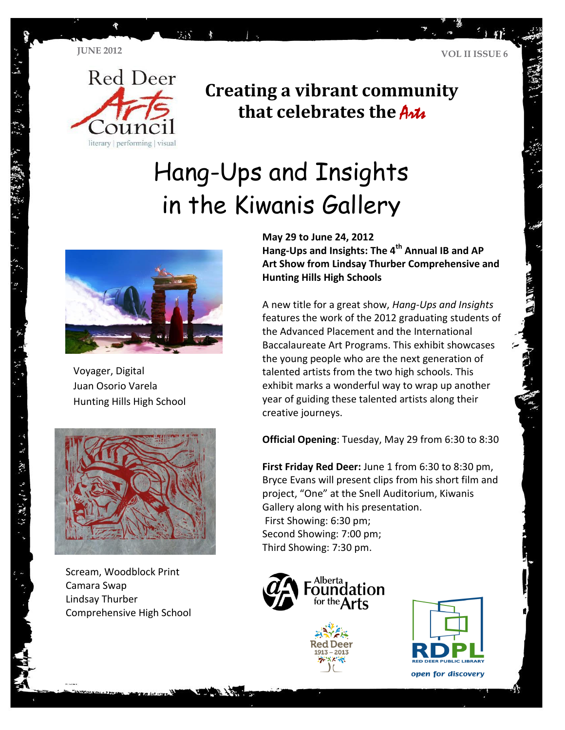JUNE 2012

VOL II ISSUE 6

Red Deer Arts Council

literary | performing | visual

## Creating a vibrant community that celebrates the Arts

# Hang-Ups and Insights in the Kiwanis Gallery

Voyager, Digital
Juan Osorio Varela
Hunting Hills High School

Scream, Woodblock Print
Camara Swap
Lindsay Thurber
Comprehensive High School

**May 29 to June 24, 2012**
**Hang-Ups and Insights: The 4th Annual IB and AP Art Show from Lindsay Thurber Comprehensive and Hunting Hills High Schools**

A new title for a great show, *Hang-Ups and Insights* features the work of the 2012 graduating students of the Advanced Placement and the International Baccalaureate Art Programs. This exhibit showcases the young people who are the next generation of talented artists from the two high schools. This exhibit marks a wonderful way to wrap up another year of guiding these talented artists along their creative journeys.

**Official Opening**: Tuesday, May 29 from 6:30 to 8:30

**First Friday Red Deer:** June 1 from 6:30 to 8:30 pm, Bryce Evans will present clips from his short film and project, "One" at the Snell Auditorium, Kiwanis Gallery along with his presentation.
First Showing: 6:30 pm;
Second Showing: 7:00 pm;
Third Showing: 7:30 pm.

Alberta Foundation for the Arts

Red Deer 1913 – 2013

RDPL RED DEER PUBLIC LIBRARY
open for discovery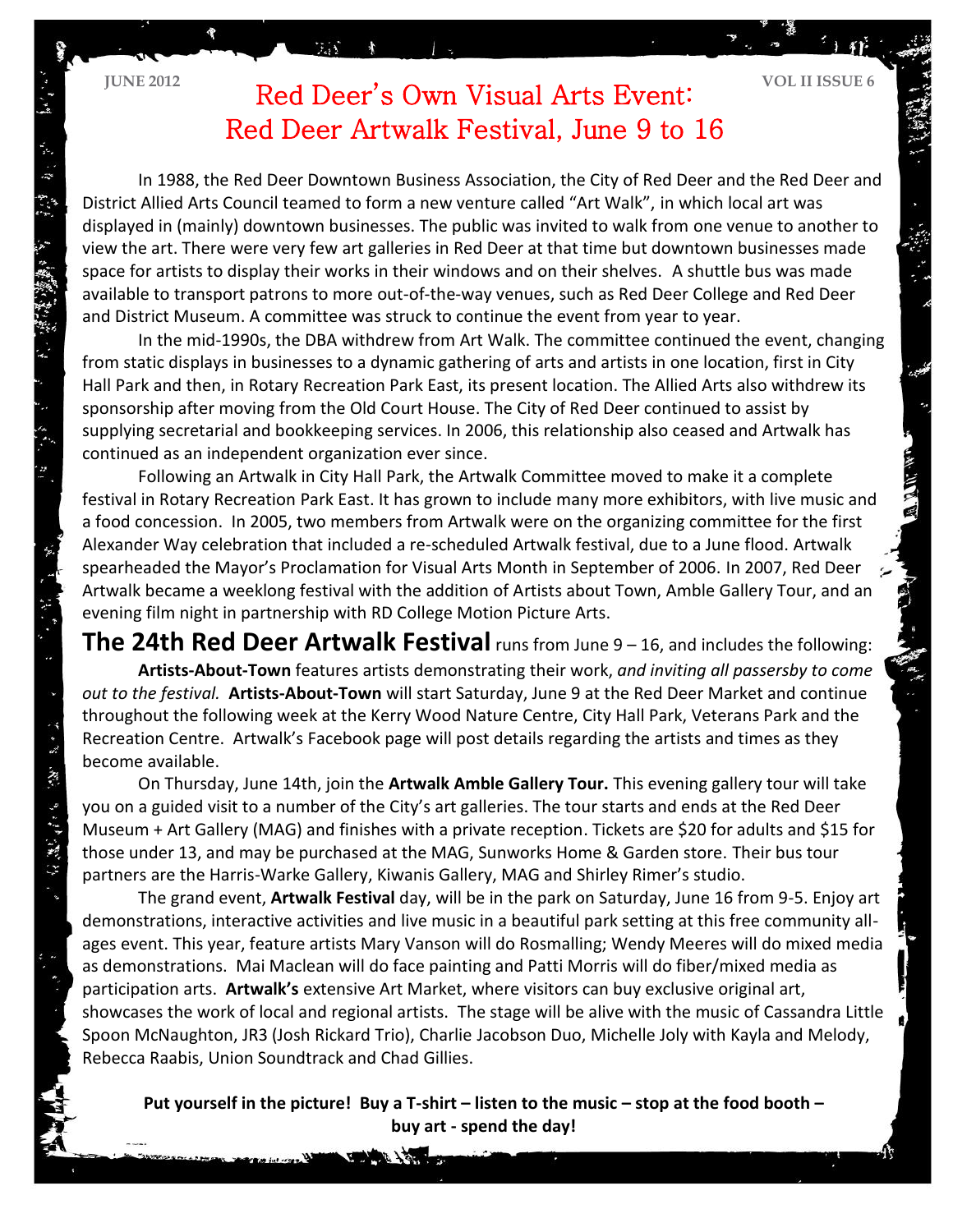# Red Deer's Own Visual Arts Event: Red Deer Artwalk Festival, June 9 to 16

In 1988, the Red Deer Downtown Business Association, the City of Red Deer and the Red Deer and District Allied Arts Council teamed to form a new venture called "Art Walk", in which local art was displayed in (mainly) downtown businesses. The public was invited to walk from one venue to another to view the art. There were very few art galleries in Red Deer at that time but downtown businesses made space for artists to display their works in their windows and on their shelves. A shuttle bus was made available to transport patrons to more out-of-the-way venues, such as Red Deer College and Red Deer and District Museum. A committee was struck to continue the event from year to year.

In the mid-1990s, the DBA withdrew from Art Walk. The committee continued the event, changing from static displays in businesses to a dynamic gathering of arts and artists in one location, first in City Hall Park and then, in Rotary Recreation Park East, its present location. The Allied Arts also withdrew its sponsorship after moving from the Old Court House. The City of Red Deer continued to assist by supplying secretarial and bookkeeping services. In 2006, this relationship also ceased and Artwalk has continued as an independent organization ever since.

Following an Artwalk in City Hall Park, the Artwalk Committee moved to make it a complete festival in Rotary Recreation Park East. It has grown to include many more exhibitors, with live music and a food concession. In 2005, two members from Artwalk were on the organizing committee for the first Alexander Way celebration that included a re-scheduled Artwalk festival, due to a June flood. Artwalk spearheaded the Mayor's Proclamation for Visual Arts Month in September of 2006. In 2007, Red Deer Artwalk became a weeklong festival with the addition of Artists about Town, Amble Gallery Tour, and an evening film night in partnership with RD College Motion Picture Arts.

**The 24th Red Deer Artwalk Festival** runs from June 9 – 16, and includes the following:

**Artists-About-Town** features artists demonstrating their work, *and inviting all passersby to come out to the festival.* **Artists-About-Town** will start Saturday, June 9 at the Red Deer Market and continue throughout the following week at the Kerry Wood Nature Centre, City Hall Park, Veterans Park and the Recreation Centre. Artwalk's Facebook page will post details regarding the artists and times as they become available.

On Thursday, June 14th, join the **Artwalk Amble Gallery Tour.** This evening gallery tour will take you on a guided visit to a number of the City's art galleries. The tour starts and ends at the Red Deer Museum + Art Gallery (MAG) and finishes with a private reception. Tickets are $20 for adults and $15 for those under 13, and may be purchased at the MAG, Sunworks Home & Garden store. Their bus tour partners are the Harris-Warke Gallery, Kiwanis Gallery, MAG and Shirley Rimer's studio.

The grand event, **Artwalk Festival** day, will be in the park on Saturday, June 16 from 9-5. Enjoy art demonstrations, interactive activities and live music in a beautiful park setting at this free community all-ages event. This year, feature artists Mary Vanson will do Rosmalling; Wendy Meeres will do mixed media as demonstrations. Mai Maclean will do face painting and Patti Morris will do fiber/mixed media as participation arts. **Artwalk's** extensive Art Market, where visitors can buy exclusive original art, showcases the work of local and regional artists. The stage will be alive with the music of Cassandra Little Spoon McNaughton, JR3 (Josh Rickard Trio), Charlie Jacobson Duo, Michelle Joly with Kayla and Melody, Rebecca Raabis, Union Soundtrack and Chad Gillies.

**Put yourself in the picture! Buy a T-shirt – listen to the music – stop at the food booth – buy art - spend the day!**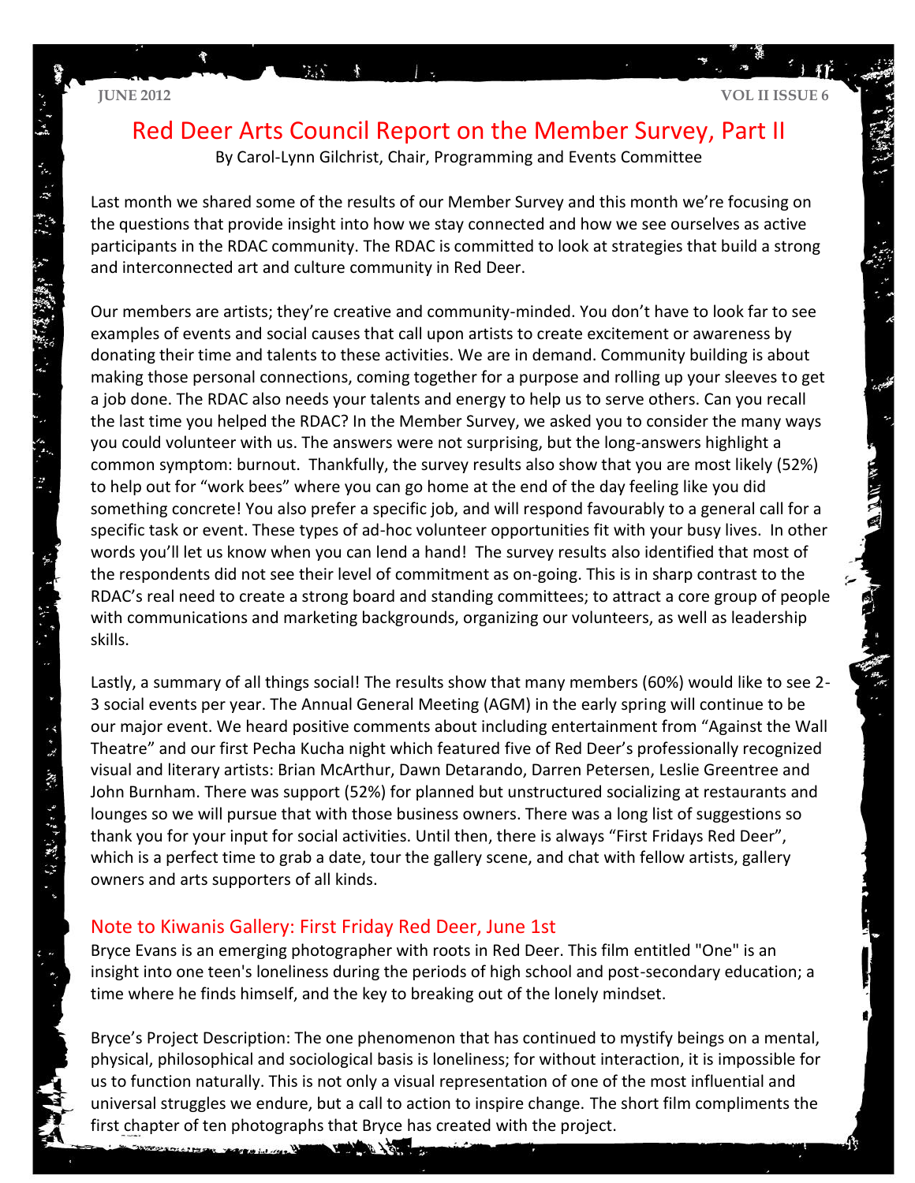# Red Deer Arts Council Report on the Member Survey, Part II

By Carol-Lynn Gilchrist, Chair, Programming and Events Committee

Last month we shared some of the results of our Member Survey and this month we're focusing on the questions that provide insight into how we stay connected and how we see ourselves as active participants in the RDAC community. The RDAC is committed to look at strategies that build a strong and interconnected art and culture community in Red Deer.

Our members are artists; they're creative and community-minded. You don't have to look far to see examples of events and social causes that call upon artists to create excitement or awareness by donating their time and talents to these activities. We are in demand. Community building is about making those personal connections, coming together for a purpose and rolling up your sleeves to get a job done. The RDAC also needs your talents and energy to help us to serve others. Can you recall the last time you helped the RDAC? In the Member Survey, we asked you to consider the many ways you could volunteer with us. The answers were not surprising, but the long-answers highlight a common symptom: burnout. Thankfully, the survey results also show that you are most likely (52%) to help out for "work bees" where you can go home at the end of the day feeling like you did something concrete! You also prefer a specific job, and will respond favourably to a general call for a specific task or event. These types of ad-hoc volunteer opportunities fit with your busy lives. In other words you'll let us know when you can lend a hand! The survey results also identified that most of the respondents did not see their level of commitment as on-going. This is in sharp contrast to the RDAC's real need to create a strong board and standing committees; to attract a core group of people with communications and marketing backgrounds, organizing our volunteers, as well as leadership skills.

Lastly, a summary of all things social! The results show that many members (60%) would like to see 2-3 social events per year. The Annual General Meeting (AGM) in the early spring will continue to be our major event. We heard positive comments about including entertainment from "Against the Wall Theatre" and our first Pecha Kucha night which featured five of Red Deer's professionally recognized visual and literary artists: Brian McArthur, Dawn Detarando, Darren Petersen, Leslie Greentree and John Burnham. There was support (52%) for planned but unstructured socializing at restaurants and lounges so we will pursue that with those business owners. There was a long list of suggestions so thank you for your input for social activities. Until then, there is always "First Fridays Red Deer", which is a perfect time to grab a date, tour the gallery scene, and chat with fellow artists, gallery owners and arts supporters of all kinds.

## Note to Kiwanis Gallery: First Friday Red Deer, June 1st

Bryce Evans is an emerging photographer with roots in Red Deer. This film entitled "One" is an insight into one teen's loneliness during the periods of high school and post-secondary education; a time where he finds himself, and the key to breaking out of the lonely mindset.

Bryce's Project Description: The one phenomenon that has continued to mystify beings on a mental, physical, philosophical and sociological basis is loneliness; for without interaction, it is impossible for us to function naturally. This is not only a visual representation of one of the most influential and universal struggles we endure, but a call to action to inspire change. The short film compliments the first chapter of ten photographs that Bryce has created with the project.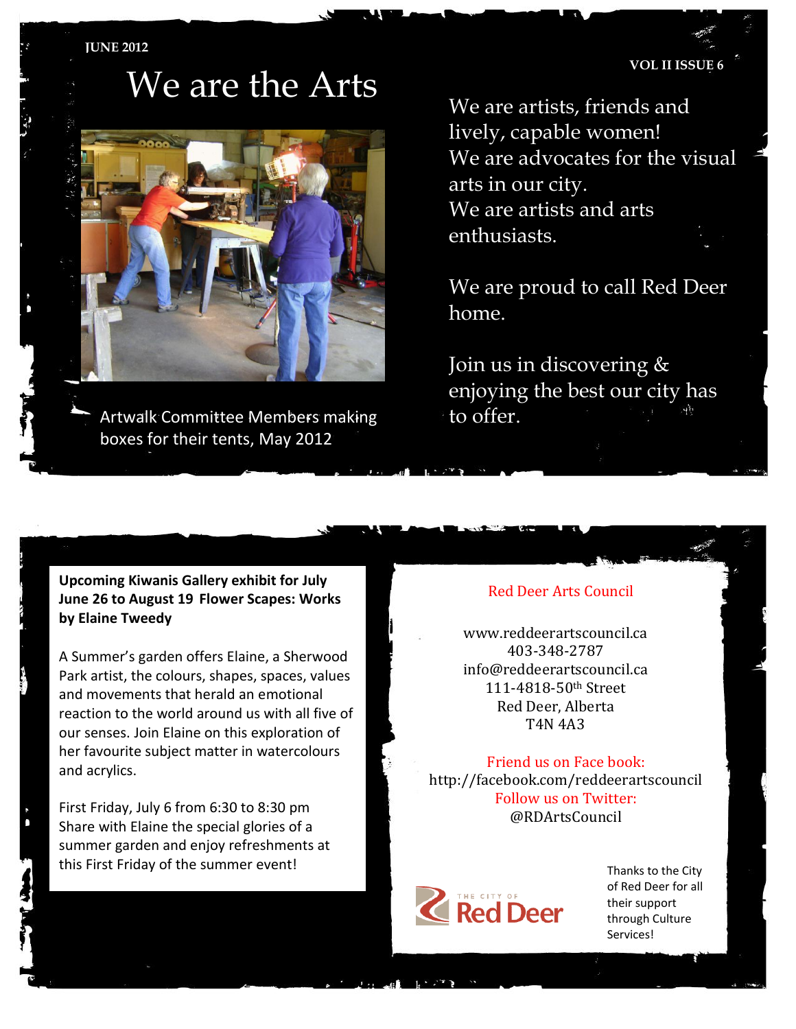JUNE 2012

VOL II ISSUE 6

# We are the Arts

Artwalk Committee Members making boxes for their tents, May 2012

We are artists, friends and lively, capable women!
We are advocates for the visual arts in our city.
We are artists and arts enthusiasts.

We are proud to call Red Deer home.

Join us in discovering & enjoying the best our city has to offer.

**Upcoming Kiwanis Gallery exhibit for July**
**June 26 to August 19 Flower Scapes: Works by Elaine Tweedy**

A Summer's garden offers Elaine, a Sherwood Park artist, the colours, shapes, spaces, values and movements that herald an emotional reaction to the world around us with all five of our senses. Join Elaine on this exploration of her favourite subject matter in watercolours and acrylics.

First Friday, July 6 from 6:30 to 8:30 pm
Share with Elaine the special glories of a summer garden and enjoy refreshments at this First Friday of the summer event!

Red Deer Arts Council

www.reddeerartscouncil.ca
403-348-2787
info@reddeerartscouncil.ca
111-4818-50th Street
Red Deer, Alberta
T4N 4A3

Friend us on Face book:
http://facebook.com/reddeerartscouncil
Follow us on Twitter:
@RDArtsCouncil

THE CITY OF Red Deer

Thanks to the City of Red Deer for all their support through Culture Services!